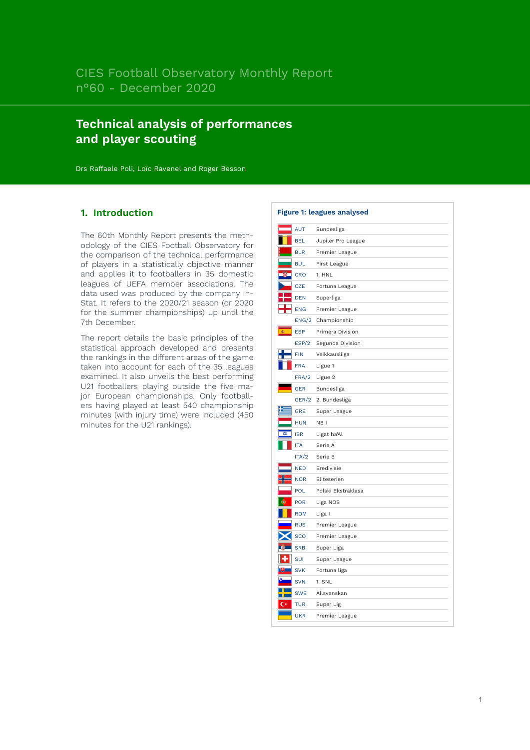CIES Football Observatory Monthly Report
n°60 - December 2020

# Technical analysis of performances and player scouting

Drs Raffaele Poli, Loïc Ravenel and Roger Besson

## 1. Introduction

The 60th Monthly Report presents the methodology of the CIES Football Observatory for the comparison of the technical performance of players in a statistically objective manner and applies it to footballers in 35 domestic leagues of UEFA member associations. The data used was produced by the company InStat. It refers to the 2020/21 season (or 2020 for the summer championships) up until the 7th December.

The report details the basic principles of the statistical approach developed and presents the rankings in the different areas of the game taken into account for each of the 35 leagues examined. It also unveils the best performing U21 footballers playing outside the five major European championships. Only footballers having played at least 540 championship minutes (with injury time) were included (450 minutes for the U21 rankings).

**Figure 1: leagues analysed**

| | |
|---|---|
| AUT | Bundesliga |
| BEL | Jupiler Pro League |
| BLR | Premier League |
| BUL | First League |
| CRO | 1. HNL |
| CZE | Fortuna League |
| DEN | Superliga |
| ENG | Premier League |
| ENG/2 | Championship |
| ESP | Primera Division |
| ESP/2 | Segunda Division |
| FIN | Veikkausliiga |
| FRA | Ligue 1 |
| FRA/2 | Ligue 2 |
| GER | Bundesliga |
| GER/2 | 2. Bundesliga |
| GRE | Super League |
| HUN | NB I |
| ISR | Ligat ha'Al |
| ITA | Serie A |
| ITA/2 | Serie B |
| NED | Eredivisie |
| NOR | Eliteserien |
| POL | Polski Ekstraklasa |
| POR | Liga NOS |
| ROM | Liga I |
| RUS | Premier League |
| SCO | Premier League |
| SRB | Super Liga |
| SUI | Super League |
| SVK | Fortuna liga |
| SVN | 1. SNL |
| SWE | Allsvenskan |
| TUR | Super Lig |
| UKR | Premier League |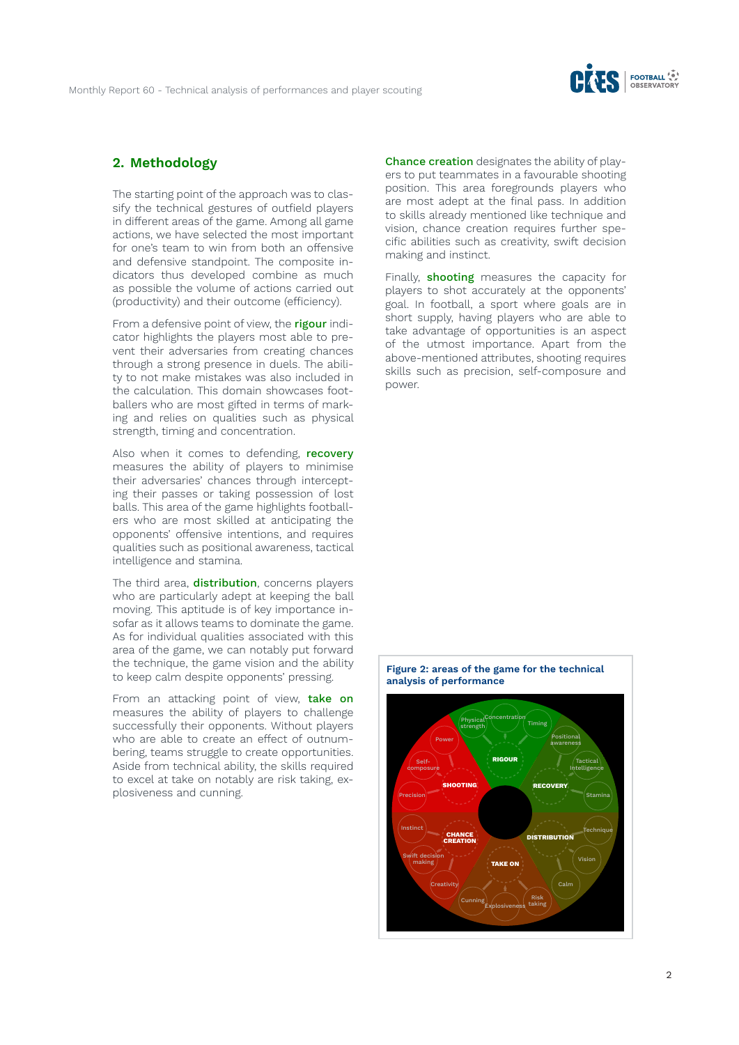## 2. Methodology

The starting point of the approach was to classify the technical gestures of outfield players in different areas of the game. Among all game actions, we have selected the most important for one's team to win from both an offensive and defensive standpoint. The composite indicators thus developed combine as much as possible the volume of actions carried out (productivity) and their outcome (efficiency).

From a defensive point of view, the **rigour** indicator highlights the players most able to prevent their adversaries from creating chances through a strong presence in duels. The ability to not make mistakes was also included in the calculation. This domain showcases footballers who are most gifted in terms of marking and relies on qualities such as physical strength, timing and concentration.

Also when it comes to defending, **recovery** measures the ability of players to minimise their adversaries' chances through intercepting their passes or taking possession of lost balls. This area of the game highlights footballers who are most skilled at anticipating the opponents' offensive intentions, and requires qualities such as positional awareness, tactical intelligence and stamina.

The third area, **distribution**, concerns players who are particularly adept at keeping the ball moving. This aptitude is of key importance insofar as it allows teams to dominate the game. As for individual qualities associated with this area of the game, we can notably put forward the technique, the game vision and the ability to keep calm despite opponents' pressing.

From an attacking point of view, **take on** measures the ability of players to challenge successfully their opponents. Without players who are able to create an effect of outnumbering, teams struggle to create opportunities. Aside from technical ability, the skills required to excel at take on notably are risk taking, explosiveness and cunning.

**Chance creation** designates the ability of players to put teammates in a favourable shooting position. This area foregrounds players who are most adept at the final pass. In addition to skills already mentioned like technique and vision, chance creation requires further specific abilities such as creativity, swift decision making and instinct.

Finally, **shooting** measures the capacity for players to shot accurately at the opponents' goal. In football, a sport where goals are in short supply, having players who are able to take advantage of opportunities is an aspect of the utmost importance. Apart from the above-mentioned attributes, shooting requires skills such as precision, self-composure and power.

**Figure 2: areas of the game for the technical analysis of performance**

RIGOUR
Physical strength
Concentration
Timing

RECOVERY
Positional awareness
Tactical intelligence
Stamina

DISTRIBUTION
Technique
Vision
Calm

TAKE ON
Risk taking
Explosiveness
Cunning

CHANCE CREATION
Creativity
Swift decision making
Instinct

SHOOTING
Precision
Self-composure
Power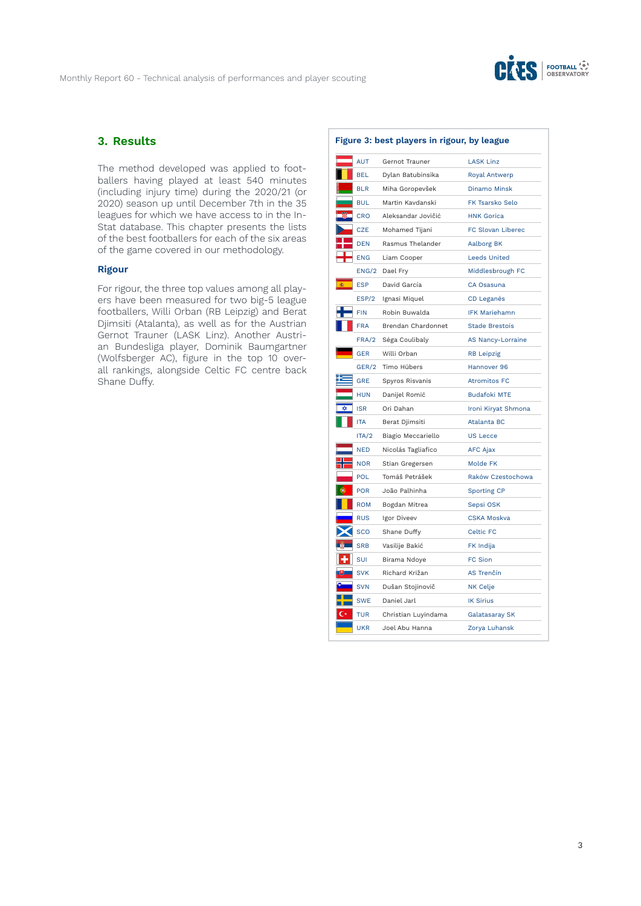## 3. Results

The method developed was applied to footballers having played at least 540 minutes (including injury time) during the 2020/21 (or 2020) season up until December 7th in the 35 leagues for which we have access to in the InStat database. This chapter presents the lists of the best footballers for each of the six areas of the game covered in our methodology.

### Rigour

For rigour, the three top values among all players have been measured for two big-5 league footballers, Willi Orban (RB Leipzig) and Berat Djimsiti (Atalanta), as well as for the Austrian Gernot Trauner (LASK Linz). Another Austrian Bundesliga player, Dominik Baumgartner (Wolfsberger AC), figure in the top 10 overall rankings, alongside Celtic FC centre back Shane Duffy.

**Figure 3: best players in rigour, by league**

| League | Player | Club |
|---|---|---|
| AUT | Gernot Trauner | LASK Linz |
| BEL | Dylan Batubinsika | Royal Antwerp |
| BLR | Miha Goropevšek | Dinamo Minsk |
| BUL | Martin Kavdanski | FK Tsarsko Selo |
| CRO | Aleksandar Jovičić | HNK Gorica |
| CZE | Mohamed Tijani | FC Slovan Liberec |
| DEN | Rasmus Thelander | Aalborg BK |
| ENG | Liam Cooper | Leeds United |
| ENG/2 | Dael Fry | Middlesbrough FC |
| ESP | David García | CA Osasuna |
| ESP/2 | Ignasi Miquel | CD Leganés |
| FIN | Robin Buwalda | IFK Mariehamn |
| FRA | Brendan Chardonnet | Stade Brestois |
| FRA/2 | Séga Coulibaly | AS Nancy-Lorraine |
| GER | Willi Orban | RB Leipzig |
| GER/2 | Timo Hübers | Hannover 96 |
| GRE | Spyros Risvanis | Atromitos FC |
| HUN | Danijel Romić | Budafoki MTE |
| ISR | Ori Dahan | Ironi Kiryat Shmona |
| ITA | Berat Djimsiti | Atalanta BC |
| ITA/2 | Biagio Meccariello | US Lecce |
| NED | Nicolás Tagliafico | AFC Ajax |
| NOR | Stian Gregersen | Molde FK |
| POL | Tomáš Petrášek | Raków Czestochowa |
| POR | João Palhinha | Sporting CP |
| ROM | Bogdan Mitrea | Sepsi OSK |
| RUS | Igor Diveev | CSKA Moskva |
| SCO | Shane Duffy | Celtic FC |
| SRB | Vasilije Bakić | FK Indija |
| SUI | Birama Ndoye | FC Sion |
| SVK | Richard Križan | AS Trenčín |
| SVN | Dušan Stojinovič | NK Celje |
| SWE | Daniel Jarl | IK Sirius |
| TUR | Christian Luyindama | Galatasaray SK |
| UKR | Joel Abu Hanna | Zorya Luhansk |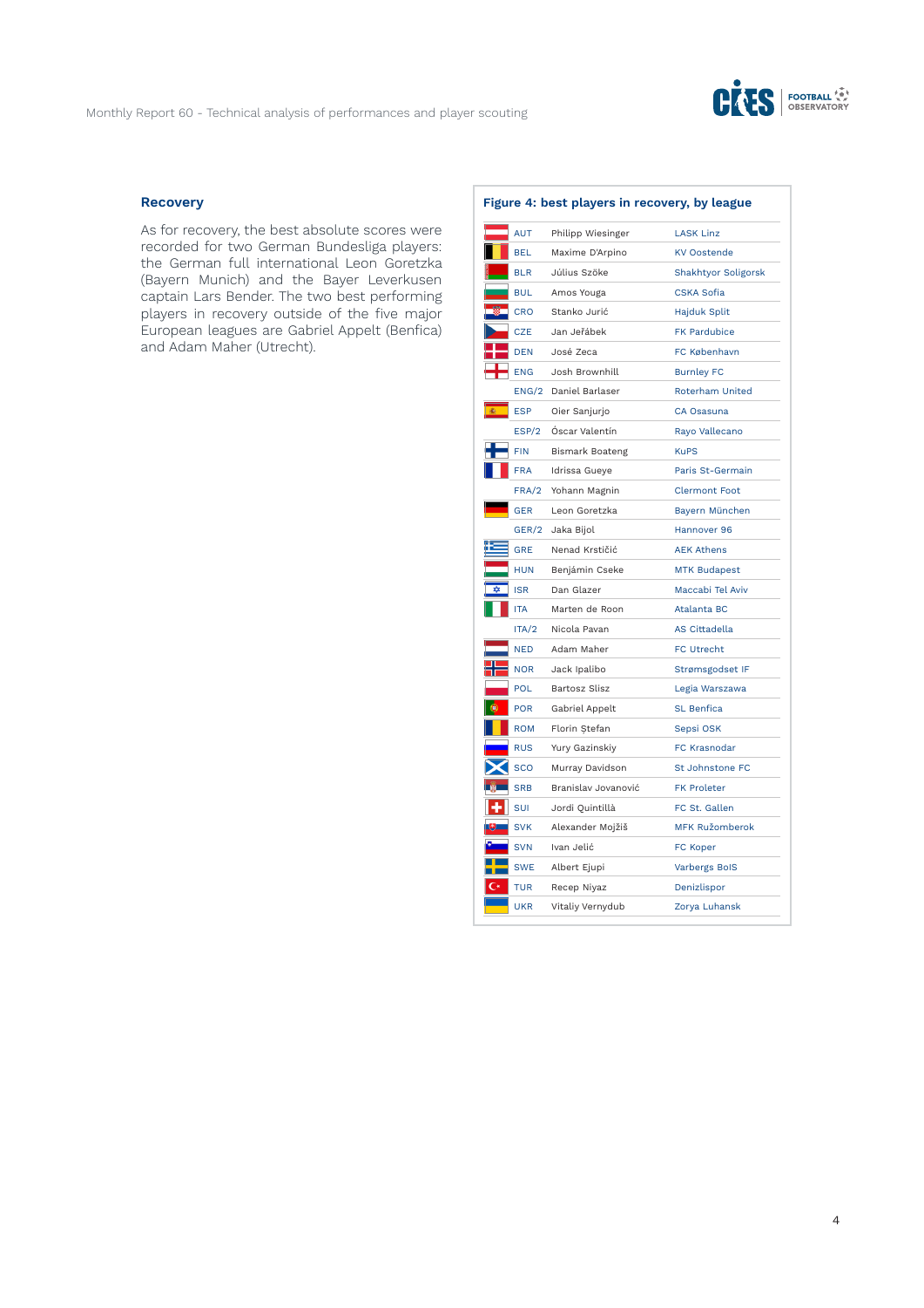## Recovery

As for recovery, the best absolute scores were recorded for two German Bundesliga players: the German full international Leon Goretzka (Bayern Munich) and the Bayer Leverkusen captain Lars Bender. The two best performing players in recovery outside of the five major European leagues are Gabriel Appelt (Benfica) and Adam Maher (Utrecht).

**Figure 4: best players in recovery, by league**

| | | |
|---|---|---|
| AUT | Philipp Wiesinger | LASK Linz |
| BEL | Maxime D'Arpino | KV Oostende |
| BLR | Július Szöke | Shakhtyor Soligorsk |
| BUL | Amos Youga | CSKA Sofia |
| CRO | Stanko Jurić | Hajduk Split |
| CZE | Jan Jeřábek | FK Pardubice |
| DEN | José Zeca | FC København |
| ENG | Josh Brownhill | Burnley FC |
| ENG/2 | Daniel Barlaser | Roterham United |
| ESP | Oier Sanjurjo | CA Osasuna |
| ESP/2 | Óscar Valentín | Rayo Vallecano |
| FIN | Bismark Boateng | KuPS |
| FRA | Idrissa Gueye | Paris St-Germain |
| FRA/2 | Yohann Magnin | Clermont Foot |
| GER | Leon Goretzka | Bayern München |
| GER/2 | Jaka Bijol | Hannover 96 |
| GRE | Nenad Krstičić | AEK Athens |
| HUN | Benjámin Cseke | MTK Budapest |
| ISR | Dan Glazer | Maccabi Tel Aviv |
| ITA | Marten de Roon | Atalanta BC |
| ITA/2 | Nicola Pavan | AS Cittadella |
| NED | Adam Maher | FC Utrecht |
| NOR | Jack Ipalibo | Strømsgodset IF |
| POL | Bartosz Slisz | Legia Warszawa |
| POR | Gabriel Appelt | SL Benfica |
| ROM | Florin Ștefan | Sepsi OSK |
| RUS | Yury Gazinskiy | FC Krasnodar |
| SCO | Murray Davidson | St Johnstone FC |
| SRB | Branislav Jovanović | FK Proleter |
| SUI | Jordi Quintillà | FC St. Gallen |
| SVK | Alexander Mojžiš | MFK Ružomberok |
| SVN | Ivan Jelić | FC Koper |
| SWE | Albert Ejupi | Varbergs BoIS |
| TUR | Recep Niyaz | Denizlispor |
| UKR | Vitaliy Vernydub | Zorya Luhansk |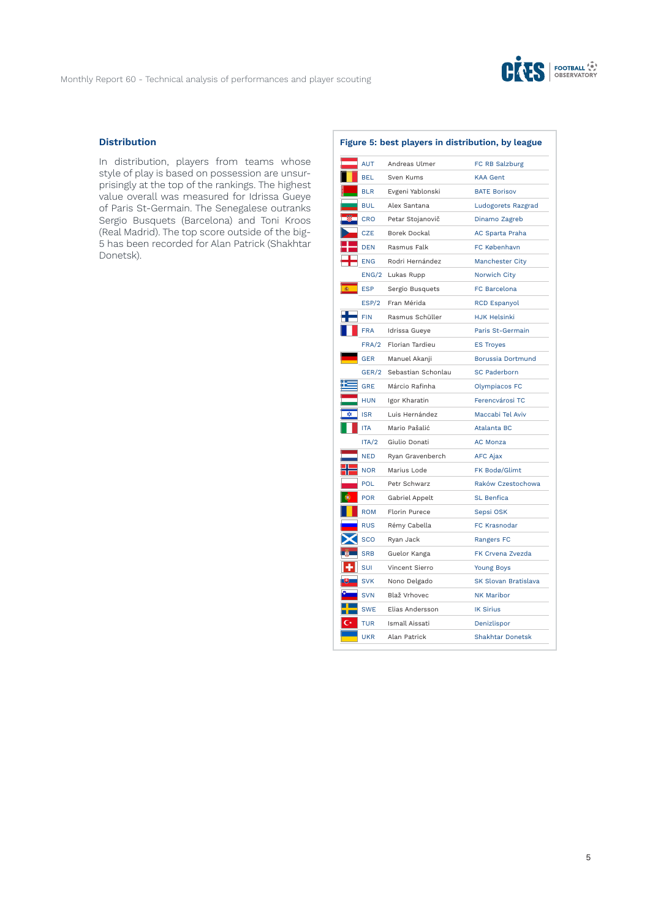## Distribution

In distribution, players from teams whose style of play is based on possession are unsurprisingly at the top of the rankings. The highest value overall was measured for Idrissa Gueye of Paris St-Germain. The Senegalese outranks Sergio Busquets (Barcelona) and Toni Kroos (Real Madrid). The top score outside of the big-5 has been recorded for Alan Patrick (Shakhtar Donetsk).

**Figure 5: best players in distribution, by league**

| | | |
|---|---|---|
| AUT | Andreas Ulmer | FC RB Salzburg |
| BEL | Sven Kums | KAA Gent |
| BLR | Evgeni Yablonski | BATE Borisov |
| BUL | Alex Santana | Ludogorets Razgrad |
| CRO | Petar Stojanovič | Dinamo Zagreb |
| CZE | Borek Dockal | AC Sparta Praha |
| DEN | Rasmus Falk | FC København |
| ENG | Rodri Hernández | Manchester City |
| ENG/2 | Lukas Rupp | Norwich City |
| ESP | Sergio Busquets | FC Barcelona |
| ESP/2 | Fran Mérida | RCD Espanyol |
| FIN | Rasmus Schüller | HJK Helsinki |
| FRA | Idrissa Gueye | Paris St-Germain |
| FRA/2 | Florian Tardieu | ES Troyes |
| GER | Manuel Akanji | Borussia Dortmund |
| GER/2 | Sebastian Schonlau | SC Paderborn |
| GRE | Márcio Rafinha | Olympiacos FC |
| HUN | Igor Kharatin | Ferencvárosi TC |
| ISR | Luis Hernández | Maccabi Tel Aviv |
| ITA | Mario Pašalić | Atalanta BC |
| ITA/2 | Giulio Donati | AC Monza |
| NED | Ryan Gravenberch | AFC Ajax |
| NOR | Marius Lode | FK Bodø/Glimt |
| POL | Petr Schwarz | Raków Czestochowa |
| POR | Gabriel Appelt | SL Benfica |
| ROM | Florin Purece | Sepsi OSK |
| RUS | Rémy Cabella | FC Krasnodar |
| SCO | Ryan Jack | Rangers FC |
| SRB | Guelor Kanga | FK Crvena Zvezda |
| SUI | Vincent Sierro | Young Boys |
| SVK | Nono Delgado | SK Slovan Bratislava |
| SVN | Blaž Vrhovec | NK Maribor |
| SWE | Elias Andersson | IK Sirius |
| TUR | Ismaïl Aissati | Denizlispor |
| UKR | Alan Patrick | Shakhtar Donetsk |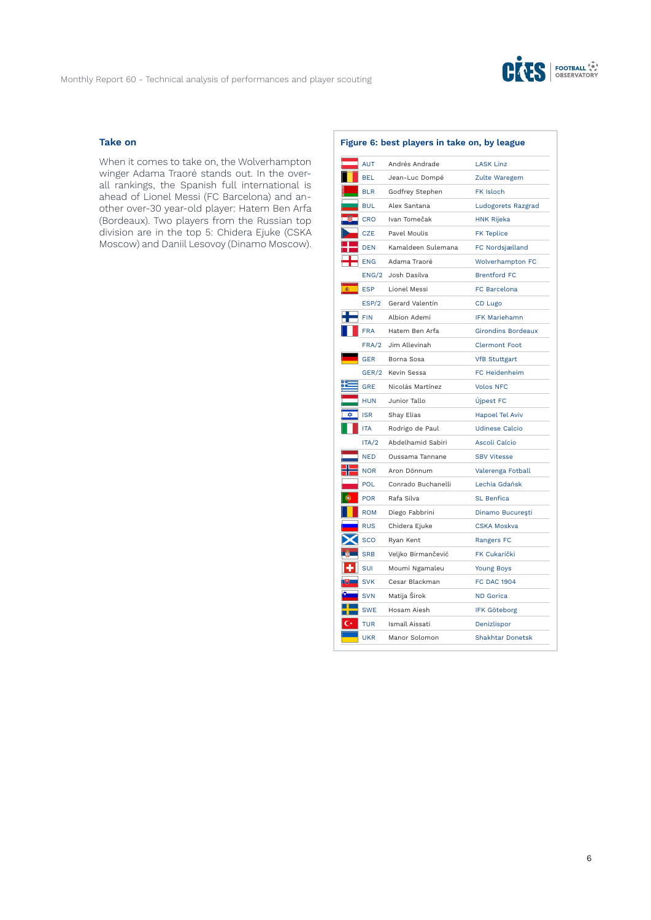## Take on

When it comes to take on, the Wolverhampton winger Adama Traoré stands out. In the overall rankings, the Spanish full international is ahead of Lionel Messi (FC Barcelona) and another over-30 year-old player: Hatem Ben Arfa (Bordeaux). Two players from the Russian top division are in the top 5: Chidera Ejuke (CSKA Moscow) and Daniil Lesovoy (Dinamo Moscow).

**Figure 6: best players in take on, by league**

| | | |
|---|---|---|
| AUT | Andrés Andrade | LASK Linz |
| BEL | Jean-Luc Dompé | Zulte Waregem |
| BLR | Godfrey Stephen | FK Isloch |
| BUL | Alex Santana | Ludogorets Razgrad |
| CRO | Ivan Tomečak | HNK Rijeka |
| CZE | Pavel Moulis | FK Teplice |
| DEN | Kamaldeen Sulemana | FC Nordsjælland |
| ENG | Adama Traoré | Wolverhampton FC |
| ENG/2 | Josh Dasilva | Brentford FC |
| ESP | Lionel Messi | FC Barcelona |
| ESP/2 | Gerard Valentín | CD Lugo |
| FIN | Albion Ademi | IFK Mariehamn |
| FRA | Hatem Ben Arfa | Girondins Bordeaux |
| FRA/2 | Jim Allevinah | Clermont Foot |
| GER | Borna Sosa | VfB Stuttgart |
| GER/2 | Kevin Sessa | FC Heidenheim |
| GRE | Nicolás Martínez | Volos NFC |
| HUN | Junior Tallo | Újpest FC |
| ISR | Shay Elias | Hapoel Tel Aviv |
| ITA | Rodrigo de Paul | Udinese Calcio |
| ITA/2 | Abdelhamid Sabiri | Ascoli Calcio |
| NED | Oussama Tannane | SBV Vitesse |
| NOR | Aron Dönnum | Valerenga Fotball |
| POL | Conrado Buchanelli | Lechia Gdańsk |
| POR | Rafa Silva | SL Benfica |
| ROM | Diego Fabbrini | Dinamo Bucureşti |
| RUS | Chidera Ejuke | CSKA Moskva |
| SCO | Ryan Kent | Rangers FC |
| SRB | Veljko Birmančević | FK Cukarički |
| SUI | Moumi Ngamaleu | Young Boys |
| SVK | Cesar Blackman | FC DAC 1904 |
| SVN | Matija Širok | ND Gorica |
| SWE | Hosam Aiesh | IFK Göteborg |
| TUR | Ismaïl Aissati | Denizlispor |
| UKR | Manor Solomon | Shakhtar Donetsk |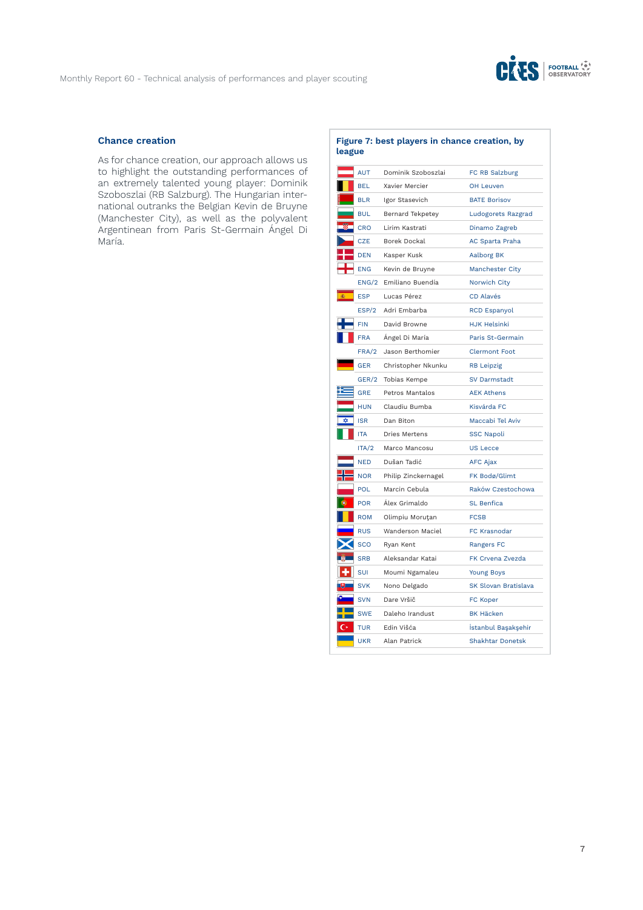## Chance creation

As for chance creation, our approach allows us to highlight the outstanding performances of an extremely talented young player: Dominik Szoboszlai (RB Salzburg). The Hungarian international outranks the Belgian Kevin de Bruyne (Manchester City), as well as the polyvalent Argentinean from Paris St-Germain Ángel Di María.

**Figure 7: best players in chance creation, by league**

| | | |
|---|---|---|
| AUT | Dominik Szoboszlai | FC RB Salzburg |
| BEL | Xavier Mercier | OH Leuven |
| BLR | Igor Stasevich | BATE Borisov |
| BUL | Bernard Tekpetey | Ludogorets Razgrad |
| CRO | Lirim Kastrati | Dinamo Zagreb |
| CZE | Borek Dockal | AC Sparta Praha |
| DEN | Kasper Kusk | Aalborg BK |
| ENG | Kevin de Bruyne | Manchester City |
| ENG/2 | Emiliano Buendía | Norwich City |
| ESP | Lucas Pérez | CD Alavés |
| ESP/2 | Adri Embarba | RCD Espanyol |
| FIN | David Browne | HJK Helsinki |
| FRA | Ángel Di María | Paris St-Germain |
| FRA/2 | Jason Berthomier | Clermont Foot |
| GER | Christopher Nkunku | RB Leipzig |
| GER/2 | Tobias Kempe | SV Darmstadt |
| GRE | Petros Mantalos | AEK Athens |
| HUN | Claudiu Bumba | Kisvárda FC |
| ISR | Dan Biton | Maccabi Tel Aviv |
| ITA | Dries Mertens | SSC Napoli |
| ITA/2 | Marco Mancosu | US Lecce |
| NED | Dušan Tadić | AFC Ajax |
| NOR | Philip Zinckernagel | FK Bodø/Glimt |
| POL | Marcin Cebula | Raków Czestochowa |
| POR | Álex Grimaldo | SL Benfica |
| ROM | Olimpiu Moruţan | FCSB |
| RUS | Wanderson Maciel | FC Krasnodar |
| SCO | Ryan Kent | Rangers FC |
| SRB | Aleksandar Katai | FK Crvena Zvezda |
| SUI | Moumi Ngamaleu | Young Boys |
| SVK | Nono Delgado | SK Slovan Bratislava |
| SVN | Dare Vršič | FC Koper |
| SWE | Daleho Irandust | BK Häcken |
| TUR | Edin Višća | İstanbul Başakşehir |
| UKR | Alan Patrick | Shakhtar Donetsk |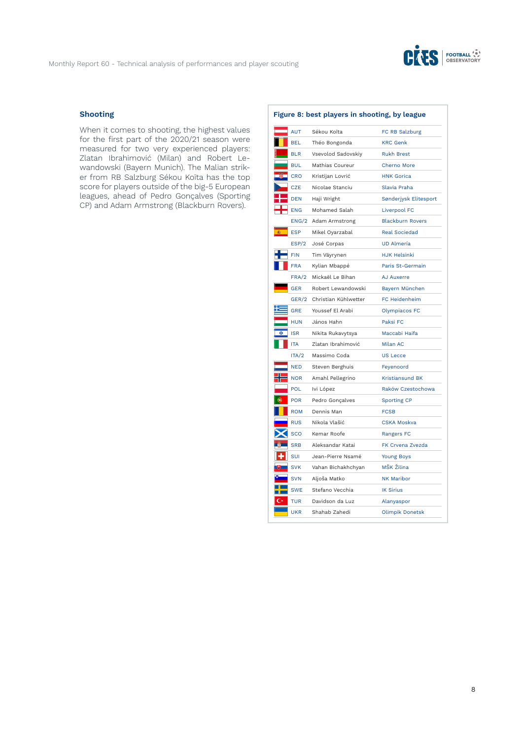## Shooting

When it comes to shooting, the highest values for the first part of the 2020/21 season were measured for two very experienced players: Zlatan Ibrahimović (Milan) and Robert Lewandowski (Bayern Munich). The Malian striker from RB Salzburg Sékou Koïta has the top score for players outside of the big-5 European leagues, ahead of Pedro Gonçalves (Sporting CP) and Adam Armstrong (Blackburn Rovers).

**Figure 8: best players in shooting, by league**

| | | |
|---|---|---|
| AUT | Sékou Koïta | FC RB Salzburg |
| BEL | Théo Bongonda | KRC Genk |
| BLR | Vsevolod Sadovskiy | Rukh Brest |
| BUL | Mathias Coureur | Cherno More |
| CRO | Kristijan Lovrić | HNK Gorica |
| CZE | Nicolae Stanciu | Slavia Praha |
| DEN | Haji Wright | Sønderjysk Elitesport |
| ENG | Mohamed Salah | Liverpool FC |
| ENG/2 | Adam Armstrong | Blackburn Rovers |
| ESP | Mikel Oyarzabal | Real Sociedad |
| ESP/2 | José Corpas | UD Almería |
| FIN | Tim Väyrynen | HJK Helsinki |
| FRA | Kylian Mbappé | Paris St-Germain |
| FRA/2 | Mickaël Le Bihan | AJ Auxerre |
| GER | Robert Lewandowski | Bayern München |
| GER/2 | Christian Kühlwetter | FC Heidenheim |
| GRE | Youssef El Arabi | Olympiacos FC |
| HUN | János Hahn | Paksi FC |
| ISR | Nikita Rukavytsya | Maccabi Haifa |
| ITA | Zlatan Ibrahimović | Milan AC |
| ITA/2 | Massimo Coda | US Lecce |
| NED | Steven Berghuis | Feyenoord |
| NOR | Amahl Pellegrino | Kristiansund BK |
| POL | Ivi López | Raków Czestochowa |
| POR | Pedro Gonçalves | Sporting CP |
| ROM | Dennis Man | FCSB |
| RUS | Nikola Vlašić | CSKA Moskva |
| SCO | Kemar Roofe | Rangers FC |
| SRB | Aleksandar Katai | FK Crvena Zvezda |
| SUI | Jean-Pierre Nsamé | Young Boys |
| SVK | Vahan Bichakhchyan | MŠK Žilina |
| SVN | Aljoša Matko | NK Maribor |
| SWE | Stefano Vecchia | IK Sirius |
| TUR | Davidson da Luz | Alanyaspor |
| UKR | Shahab Zahedi | Olimpik Donetsk |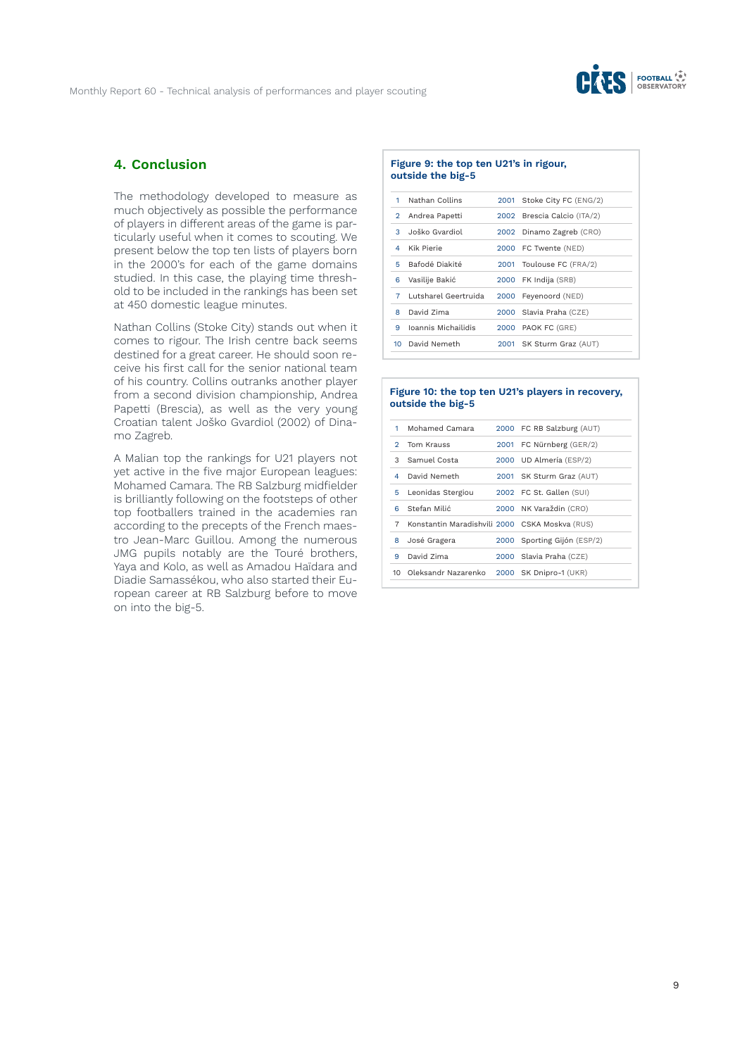## 4. Conclusion

The methodology developed to measure as much objectively as possible the performance of players in different areas of the game is particularly useful when it comes to scouting. We present below the top ten lists of players born in the 2000's for each of the game domains studied. In this case, the playing time threshold to be included in the rankings has been set at 450 domestic league minutes.

Nathan Collins (Stoke City) stands out when it comes to rigour. The Irish centre back seems destined for a great career. He should soon receive his first call for the senior national team of his country. Collins outranks another player from a second division championship, Andrea Papetti (Brescia), as well as the very young Croatian talent Joško Gvardiol (2002) of Dinamo Zagreb.

A Malian top the rankings for U21 players not yet active in the five major European leagues: Mohamed Camara. The RB Salzburg midfielder is brilliantly following on the footsteps of other top footballers trained in the academies ran according to the precepts of the French maestro Jean-Marc Guillou. Among the numerous JMG pupils notably are the Touré brothers, Yaya and Kolo, as well as Amadou Haïdara and Diadie Samassékou, who also started their European career at RB Salzburg before to move on into the big-5.

**Figure 9: the top ten U21's in rigour, outside the big-5**

| | | | |
|---|---|---|---|
| 1 | Nathan Collins | 2001 | Stoke City FC (ENG/2) |
| 2 | Andrea Papetti | 2002 | Brescia Calcio (ITA/2) |
| 3 | Joško Gvardiol | 2002 | Dinamo Zagreb (CRO) |
| 4 | Kik Pierie | 2000 | FC Twente (NED) |
| 5 | Bafodé Diakité | 2001 | Toulouse FC (FRA/2) |
| 6 | Vasilije Bakić | 2000 | FK Indija (SRB) |
| 7 | Lutsharel Geertruida | 2000 | Feyenoord (NED) |
| 8 | David Zima | 2000 | Slavia Praha (CZE) |
| 9 | Ioannis Michailidis | 2000 | PAOK FC (GRE) |
| 10 | David Nemeth | 2001 | SK Sturm Graz (AUT) |

**Figure 10: the top ten U21's players in recovery, outside the big-5**

| | | | |
|---|---|---|---|
| 1 | Mohamed Camara | 2000 | FC RB Salzburg (AUT) |
| 2 | Tom Krauss | 2001 | FC Nürnberg (GER/2) |
| 3 | Samuel Costa | 2000 | UD Almería (ESP/2) |
| 4 | David Nemeth | 2001 | SK Sturm Graz (AUT) |
| 5 | Leonidas Stergiou | 2002 | FC St. Gallen (SUI) |
| 6 | Stefan Milić | 2000 | NK Varaždin (CRO) |
| 7 | Konstantin Maradishvili | 2000 | CSKA Moskva (RUS) |
| 8 | José Gragera | 2000 | Sporting Gijón (ESP/2) |
| 9 | David Zima | 2000 | Slavia Praha (CZE) |
| 10 | Oleksandr Nazarenko | 2000 | SK Dnipro-1 (UKR) |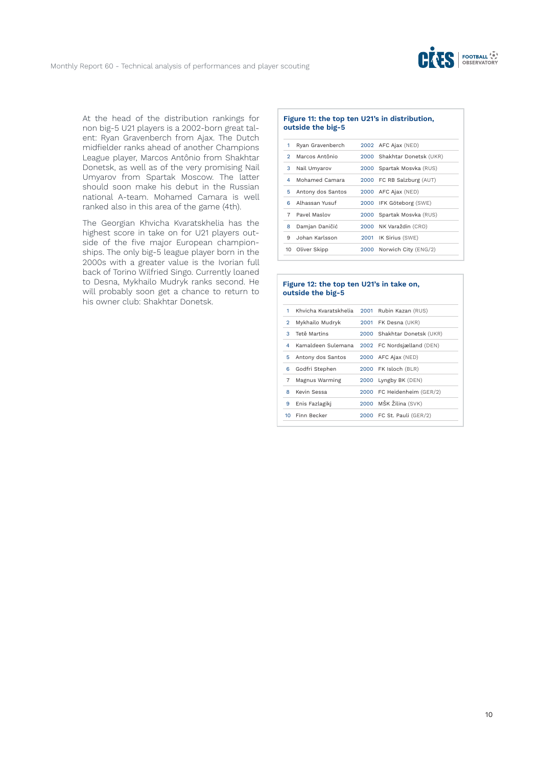At the head of the distribution rankings for non big-5 U21 players is a 2002-born great talent: Ryan Gravenberch from Ajax. The Dutch midfielder ranks ahead of another Champions League player, Marcos Antônio from Shakhtar Donetsk, as well as of the very promising Nail Umyarov from Spartak Moscow. The latter should soon make his debut in the Russian national A-team. Mohamed Camara is well ranked also in this area of the game (4th).

The Georgian Khvicha Kvaratskhelia has the highest score in take on for U21 players outside of the five major European championships. The only big-5 league player born in the 2000s with a greater value is the Ivorian full back of Torino Wilfried Singo. Currently loaned to Desna, Mykhailo Mudryk ranks second. He will probably soon get a chance to return to his owner club: Shakhtar Donetsk.

**Figure 11: the top ten U21's in distribution, outside the big-5**

| | | | |
|---|---|---|---|
| 1 | Ryan Gravenberch | 2002 | AFC Ajax (NED) |
| 2 | Marcos Antônio | 2000 | Shakhtar Donetsk (UKR) |
| 3 | Nail Umyarov | 2000 | Spartak Mosvka (RUS) |
| 4 | Mohamed Camara | 2000 | FC RB Salzburg (AUT) |
| 5 | Antony dos Santos | 2000 | AFC Ajax (NED) |
| 6 | Alhassan Yusuf | 2000 | IFK Göteborg (SWE) |
| 7 | Pavel Maslov | 2000 | Spartak Mosvka (RUS) |
| 8 | Damjan Daničić | 2000 | NK Varaždin (CRO) |
| 9 | Johan Karlsson | 2001 | IK Sirius (SWE) |
| 10 | Oliver Skipp | 2000 | Norwich City (ENG/2) |

**Figure 12: the top ten U21's in take on, outside the big-5**

| | | | |
|---|---|---|---|
| 1 | Khvicha Kvaratskhelia | 2001 | Rubin Kazan (RUS) |
| 2 | Mykhailo Mudryk | 2001 | FK Desna (UKR) |
| 3 | Tetê Martins | 2000 | Shakhtar Donetsk (UKR) |
| 4 | Kamaldeen Sulemana | 2002 | FC Nordsjælland (DEN) |
| 5 | Antony dos Santos | 2000 | AFC Ajax (NED) |
| 6 | Godfri Stephen | 2000 | FK Isloch (BLR) |
| 7 | Magnus Warming | 2000 | Lyngby BK (DEN) |
| 8 | Kevin Sessa | 2000 | FC Heidenheim (GER/2) |
| 9 | Enis Fazlagikj | 2000 | MŠK Žilina (SVK) |
| 10 | Finn Becker | 2000 | FC St. Pauli (GER/2) |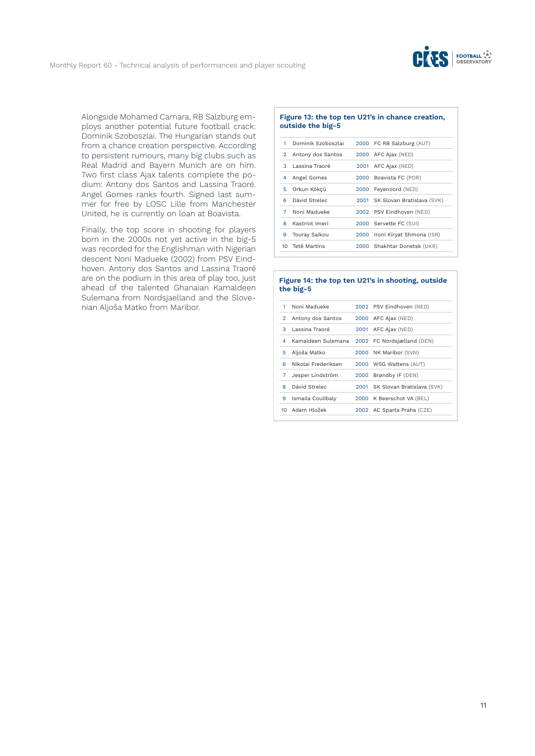Alongside Mohamed Camara, RB Salzburg employs another potential future football crack: Dominik Szoboszlai. The Hungarian stands out from a chance creation perspective. According to persistent rumours, many big clubs such as Real Madrid and Bayern Munich are on him. Two first class Ajax talents complete the podium: Antony dos Santos and Lassina Traoré. Angel Gomes ranks fourth. Signed last summer for free by LOSC Lille from Manchester United, he is currently on loan at Boavista.

Finally, the top score in shooting for players born in the 2000s not yet active in the big-5 was recorded for the Englishman with Nigerian descent Noni Madueke (2002) from PSV Eindhoven. Antony dos Santos and Lassina Traoré are on the podium in this area of play too, just ahead of the talented Ghanaian Kamaldeen Sulemana from Nordsjaelland and the Slovenian Aljoša Matko from Maribor.

**Figure 13: the top ten U21's in chance creation, outside the big-5**

| | | | |
|---|---|---|---|
| 1 | Dominik Szoboszlai | 2000 | FC RB Salzburg (AUT) |
| 2 | Antony dos Santos | 2000 | AFC Ajax (NED) |
| 3 | Lassina Traoré | 2001 | AFC Ajax (NED) |
| 4 | Angel Gomes | 2000 | Boavista FC (POR) |
| 5 | Orkun Kökçü | 2000 | Feyenoord (NED) |
| 6 | Dávid Strelec | 2001 | SK Slovan Bratislava (SVK) |
| 7 | Noni Madueke | 2002 | PSV Eindhoven (NED) |
| 8 | Kastriot Imeri | 2000 | Servette FC (SUI) |
| 9 | Touray Saikou | 2000 | Ironi Kiryat Shmona (ISR) |
| 10 | Tetê Martins | 2000 | Shakhtar Donetsk (UKR) |

**Figure 14: the top ten U21's in shooting, outside the big-5**

| | | | |
|---|---|---|---|
| 1 | Noni Madueke | 2002 | PSV Eindhoven (NED) |
| 2 | Antony dos Santos | 2000 | AFC Ajax (NED) |
| 3 | Lassina Traoré | 2001 | AFC Ajax (NED) |
| 4 | Kamaldeen Sulemana | 2002 | FC Nordsjælland (DEN) |
| 5 | Aljoša Matko | 2000 | NK Maribor (SVN) |
| 6 | Nikolai Frederiksen | 2000 | WSG Wattens (AUT) |
| 7 | Jesper Lindström | 2000 | Brøndby IF (DEN) |
| 8 | Dávid Strelec | 2001 | SK Slovan Bratislava (SVK) |
| 9 | Ismaila Coulibaly | 2000 | K Beerschot VA (BEL) |
| 10 | Adam Hložek | 2002 | AC Sparta Praha (CZE) |